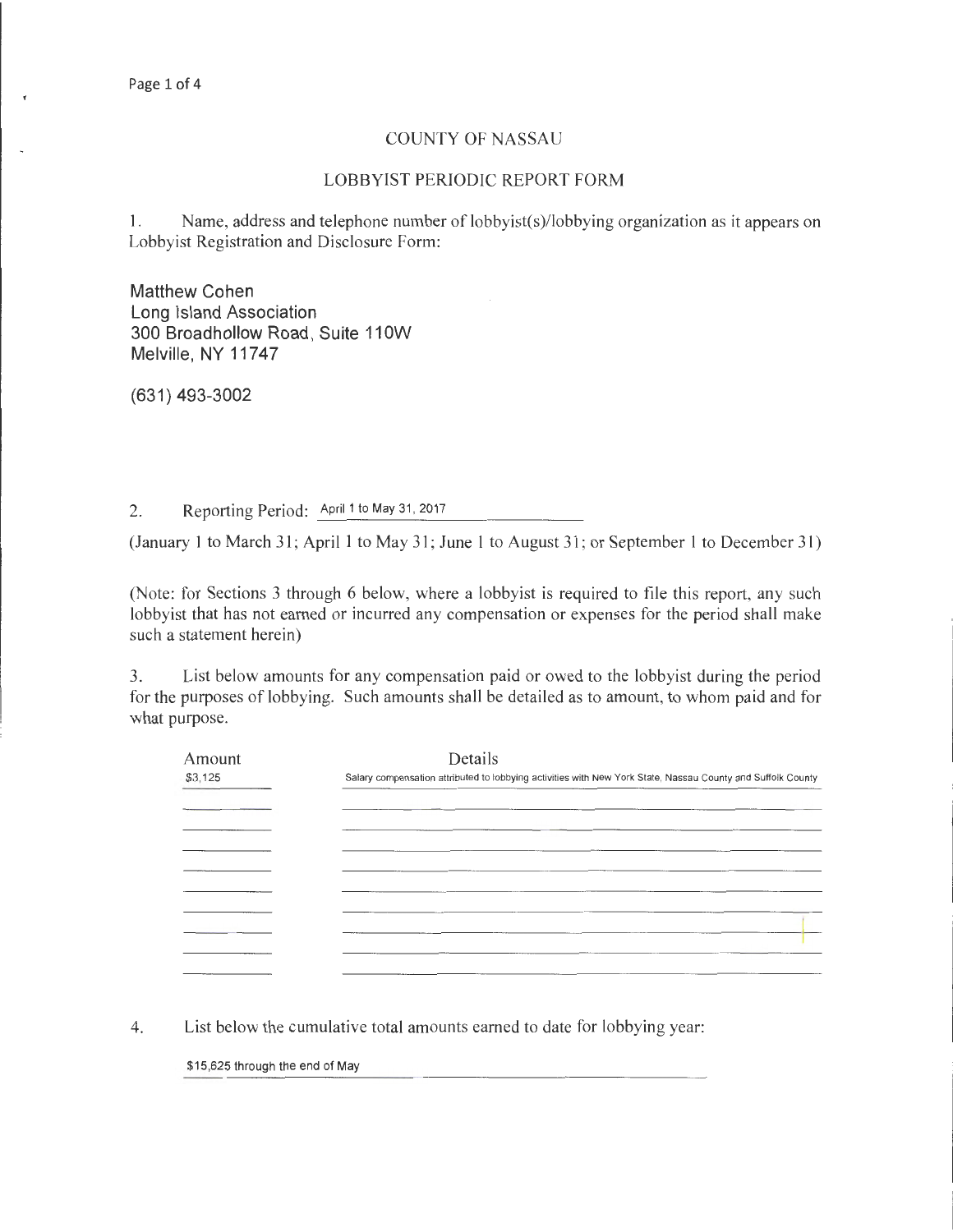# COUNTY OF NASSAU

## LOBBYIST PERIODIC REPORT FORM

1. Name, address and telephone number of lobbyist(s)/lobbying organization as it appears on Lobbyist Registration and Disclosure Form:

Matthew Cohen
Long Island Association
300 Broadhollow Road, Suite 110W
Melville, NY 11747

(631) 493-3002

2. Reporting Period: April 1 to May 31, 2017

(January 1 to March 31; April 1 to May 31; June 1 to August 31; or September 1 to December 31)

(Note: for Sections 3 through 6 below, where a lobbyist is required to file this report, any such lobbyist that has not earned or incurred any compensation or expenses for the period shall make such a statement herein)

3. List below amounts for any compensation paid or owed to the lobbyist during the period for the purposes of lobbying. Such amounts shall be detailed as to amount, to whom paid and for what purpose.

| Amount | Details |
|---|---|
| $3,125 | Salary compensation attributed to lobbying activities with New York State, Nassau County and Suffolk County |

4. List below the cumulative total amounts earned to date for lobbying year:

$15,625 through the end of May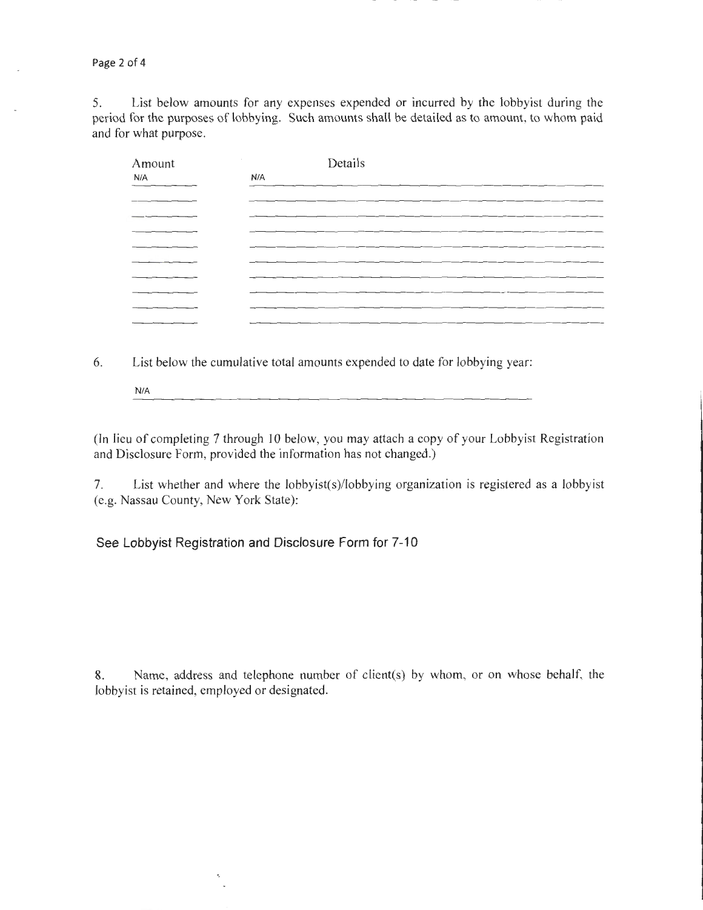5. List below amounts for any expenses expended or incurred by the lobbyist during the period for the purposes of lobbying. Such amounts shall be detailed as to amount, to whom paid and for what purpose.

| Amount | Details |
|---|---|
| N/A | N/A |
| | |
| | |
| | |
| | |
| | |
| | |
| | |
| | |
| | |

6. List below the cumulative total amounts expended to date for lobbying year:

N/A

(In lieu of completing 7 through 10 below, you may attach a copy of your Lobbyist Registration and Disclosure Form, provided the information has not changed.)

7. List whether and where the lobbyist(s)/lobbying organization is registered as a lobbyist (e.g. Nassau County, New York State):

See Lobbyist Registration and Disclosure Form for 7-10

8. Name, address and telephone number of client(s) by whom, or on whose behalf, the lobbyist is retained, employed or designated.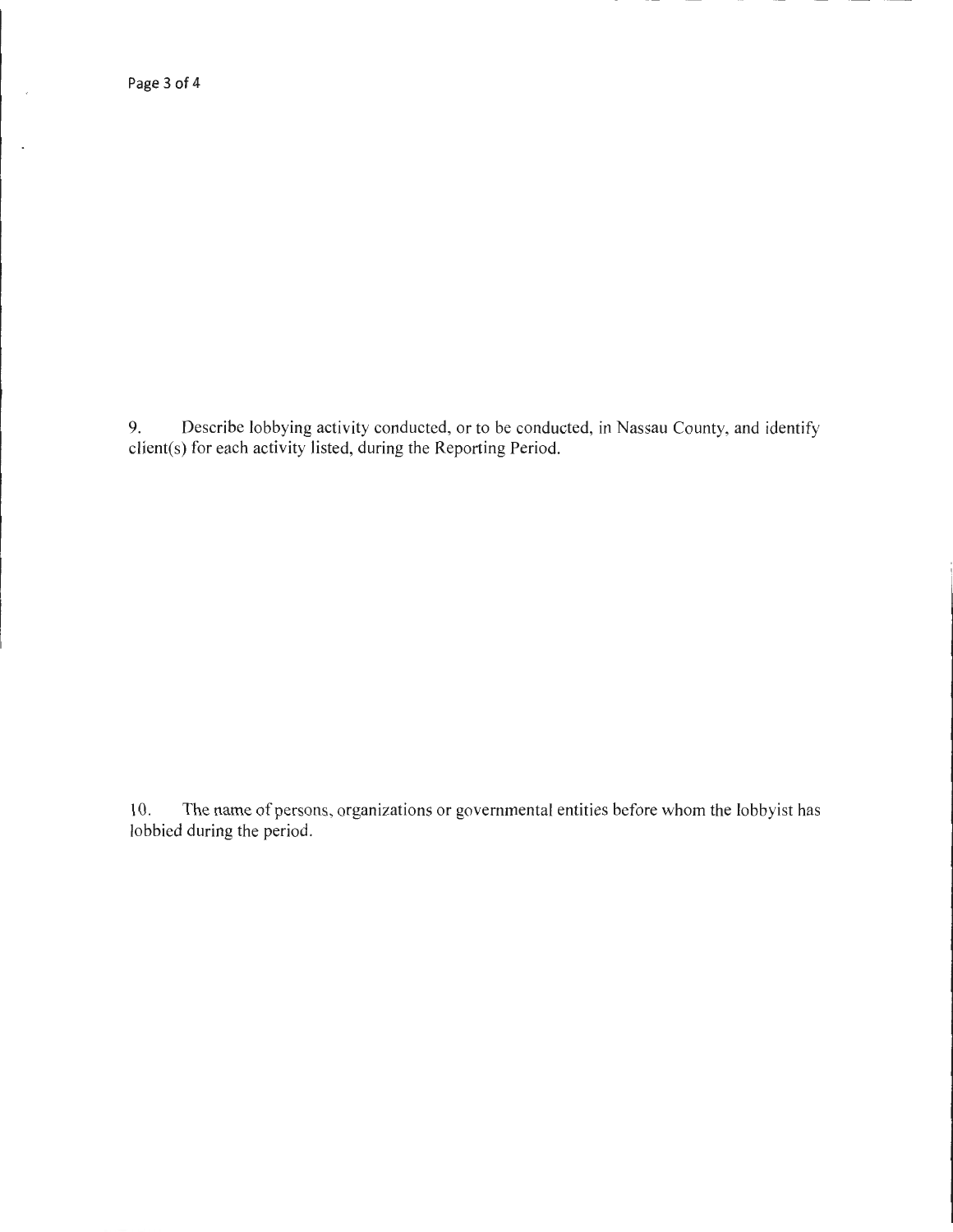9. Describe lobbying activity conducted, or to be conducted, in Nassau County, and identify client(s) for each activity listed, during the Reporting Period.

10. The name of persons, organizations or governmental entities before whom the lobbyist has lobbied during the period.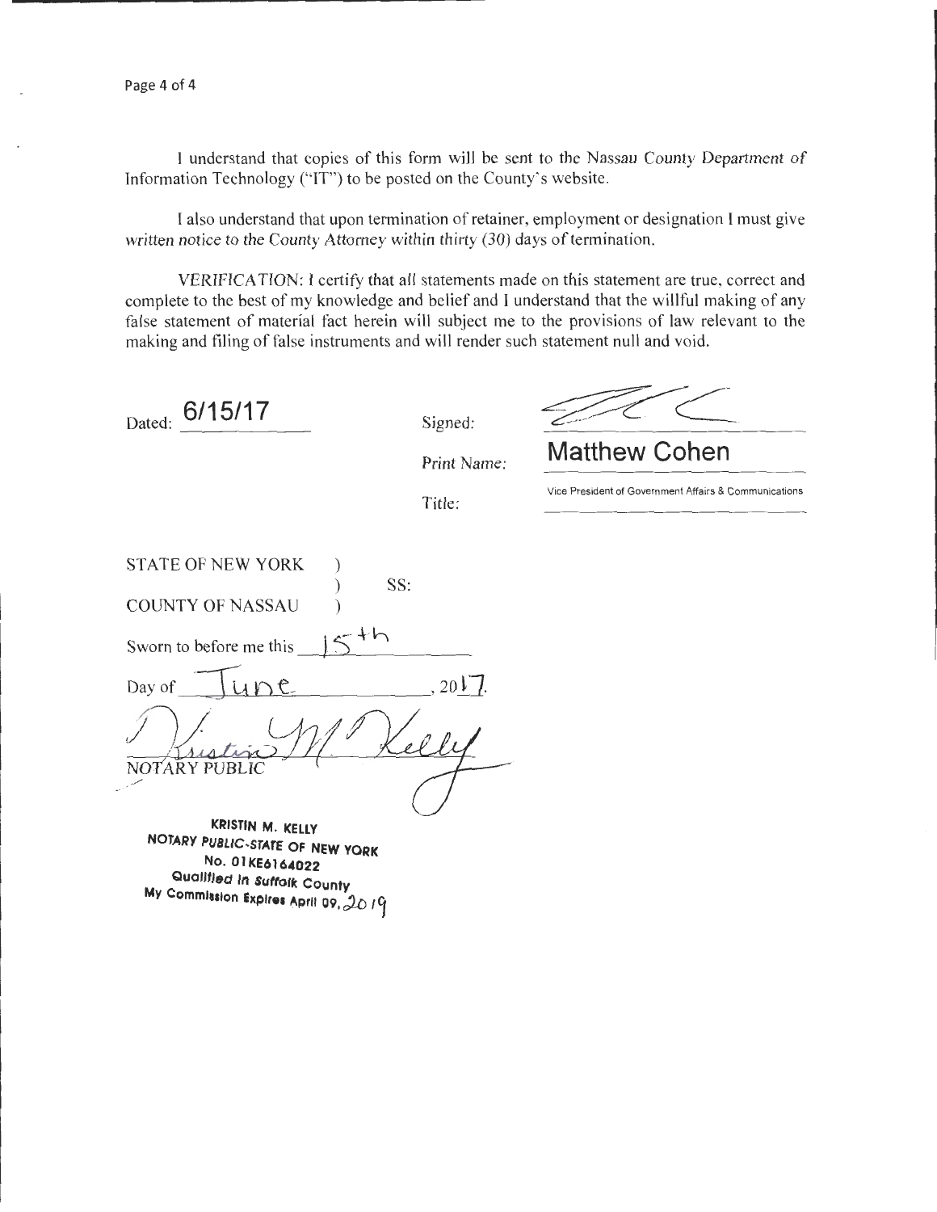I understand that copies of this form will be sent to the Nassau County Department of Information Technology ("IT") to be posted on the County's website.

I also understand that upon termination of retainer, employment or designation I must give written notice to the County Attorney within thirty (30) days of termination.

VERIFICATION: I certify that all statements made on this statement are true, correct and complete to the best of my knowledge and belief and I understand that the willful making of any false statement of material fact herein will subject me to the provisions of law relevant to the making and filing of false instruments and will render such statement null and void.

Dated: 6/15/17

Signed: [signature]

Print Name: Matthew Cohen

Title: Vice President of Government Affairs & Communications

STATE OF NEW YORK )
) SS:
COUNTY OF NASSAU )

Sworn to before me this 15th

Day of June, 2017.

Kristin M. Kelly
NOTARY PUBLIC

KRISTIN M. KELLY
NOTARY PUBLIC-STATE OF NEW YORK
No. 01KE6164022
Qualified in Suffolk County
My Commission Expires April 09, 2019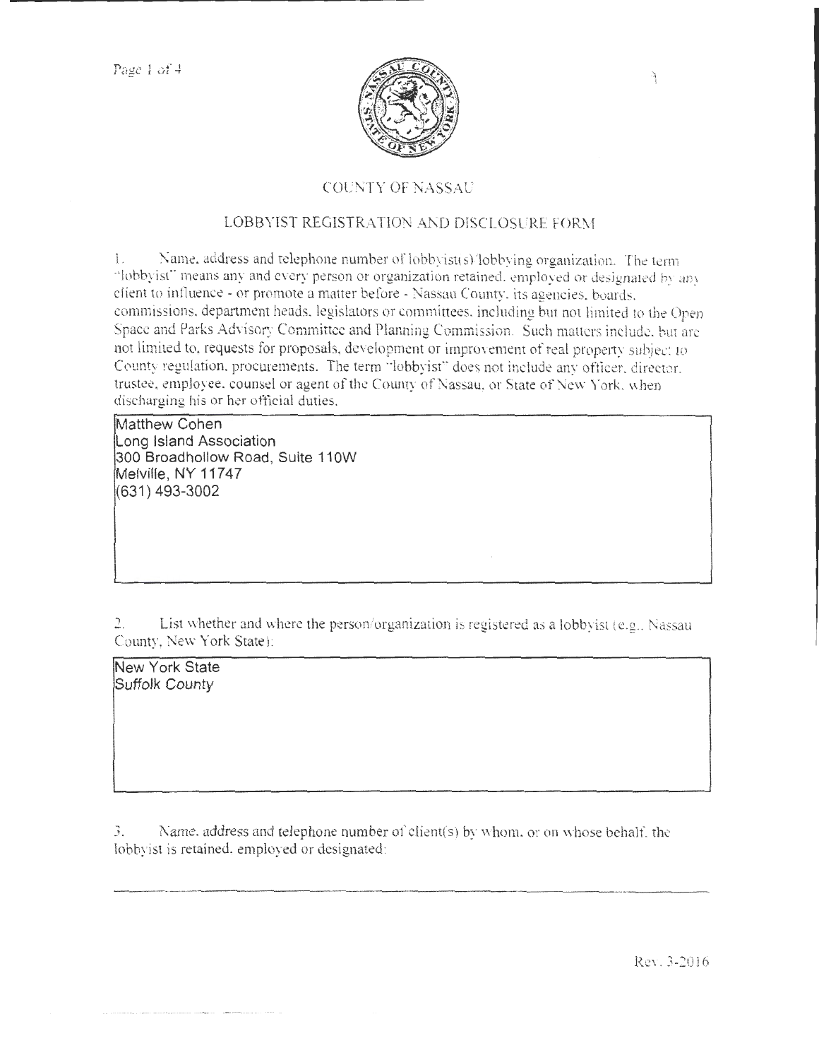COUNTY OF NASSAU

## LOBBYIST REGISTRATION AND DISCLOSURE FORM

1. Name, address and telephone number of lobbyist(s)/lobbying organization. The term "lobbyist" means any and every person or organization retained, employed or designated by any client to influence - or promote a matter before - Nassau County, its agencies, boards, commissions, department heads, legislators or committees, including but not limited to the Open Space and Parks Advisory Committee and Planning Commission. Such matters include, but are not limited to, requests for proposals, development or improvement of real property subject to County regulation, procurements. The term "lobbyist" does not include any officer, director, trustee, employee, counsel or agent of the County of Nassau, or State of New York, when discharging his or her official duties.

Matthew Cohen
Long Island Association
300 Broadhollow Road, Suite 110W
Melville, NY 11747
(631) 493-3002

2. List whether and where the person/organization is registered as a lobbyist (e.g., Nassau County, New York State):

New York State
Suffolk County

3. Name, address and telephone number of client(s) by whom, or on whose behalf, the lobbyist is retained, employed or designated:

Rev. 3-2016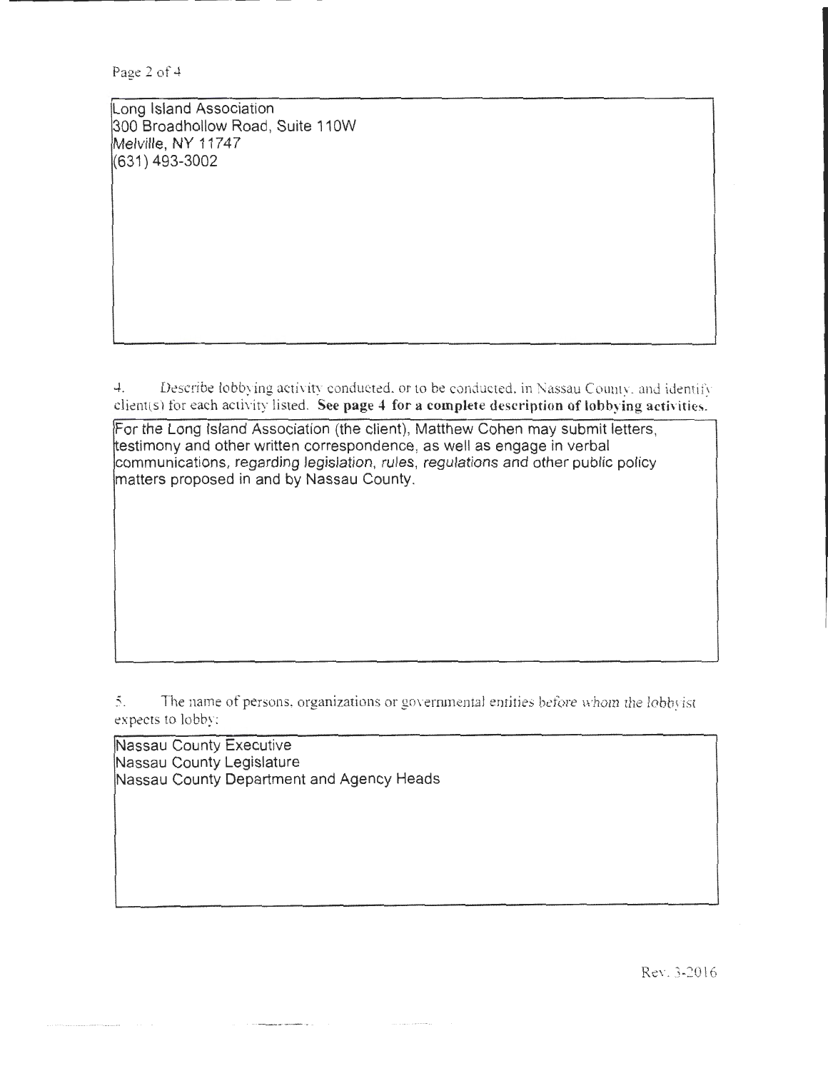Long Island Association
300 Broadhollow Road, Suite 110W
Melville, NY 11747
(631) 493-3002

4. Describe lobbying activity conducted, or to be conducted, in Nassau County, and identify client(s) for each activity listed. **See page 4 for a complete description of lobbying activities.**

For the Long Island Association (the client), Matthew Cohen may submit letters, testimony and other written correspondence, as well as engage in verbal communications, regarding legislation, rules, regulations and other public policy matters proposed in and by Nassau County.

5. The name of persons, organizations or governmental entities before whom the lobbyist expects to lobby:

Nassau County Executive
Nassau County Legislature
Nassau County Department and Agency Heads

Rev. 3-2016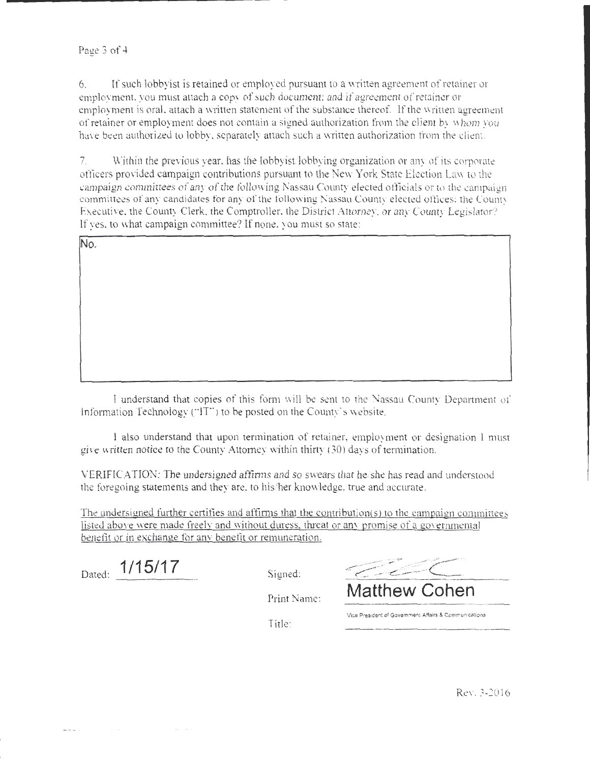6. If such lobbyist is retained or employed pursuant to a written agreement of retainer or employment, you must attach a copy of such document; and if agreement of retainer or employment is oral, attach a written statement of the substance thereof. If the written agreement of retainer or employment does not contain a signed authorization from the client by whom you have been authorized to lobby, separately attach such a written authorization from the client.

7. Within the previous year, has the lobbyist/lobbying organization or any of its corporate officers provided campaign contributions pursuant to the New York State Election Law to the campaign committees of any of the following Nassau County elected officials or to the campaign committees of any candidates for any of the following Nassau County elected offices: the County Executive, the County Clerk, the Comptroller, the District Attorney, or any County Legislator? If yes, to what campaign committee? If none, you must so state:

No.

I understand that copies of this form will be sent to the Nassau County Department of Information Technology ("IT") to be posted on the County's website.

I also understand that upon termination of retainer, employment or designation I must give written notice to the County Attorney within thirty (30) days of termination.

VERIFICATION: The undersigned affirms and so swears that he/she has read and understood the foregoing statements and they are, to his/her knowledge, true and accurate.

The undersigned further certifies and affirms that the contribution(s) to the campaign committees listed above were made freely and without duress, threat or any promise of a governmental benefit or in exchange for any benefit or remuneration.

Dated: 1/15/17

Signed: [signature]

Print Name: Matthew Cohen

Title: Vice President of Government Affairs & Communications

Rev. 3-2016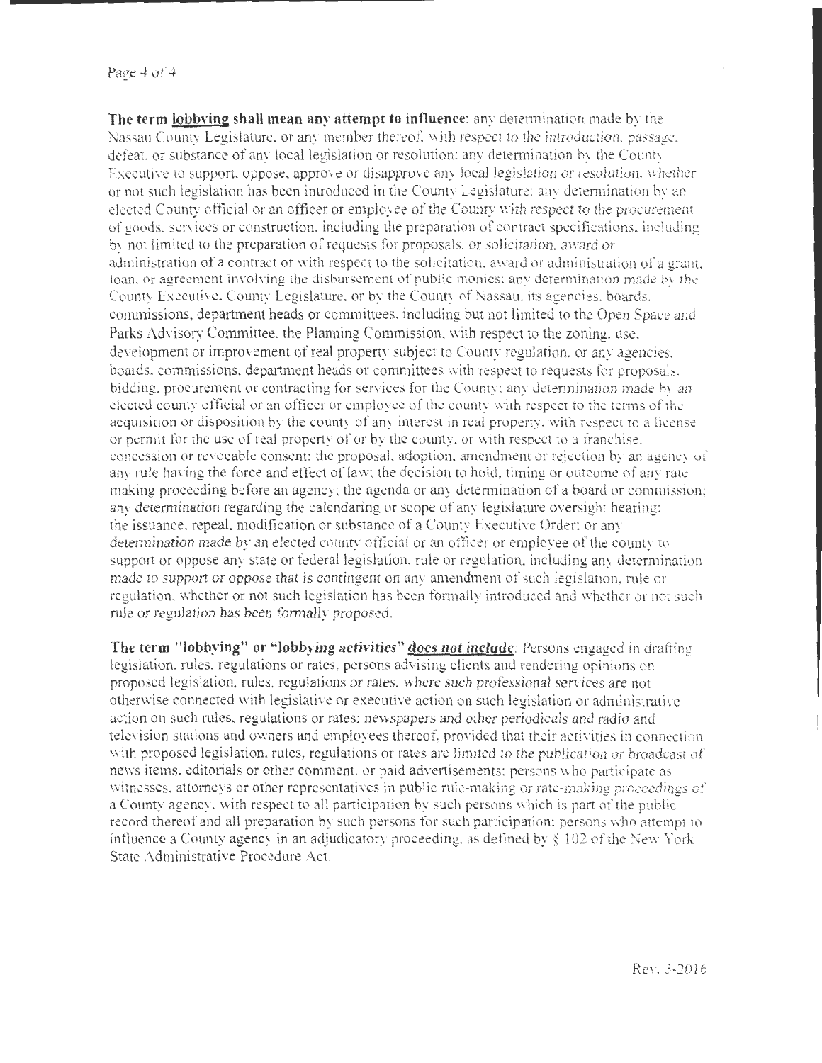**The term lobbying shall mean any attempt to influence**: any determination made by the Nassau County Legislature, or any member thereof, with respect to the introduction, passage, defeat, or substance of any local legislation or resolution; any determination by the County Executive to support, oppose, approve or disapprove any local legislation or resolution, whether or not such legislation has been introduced in the County Legislature; any determination by an elected County official or an officer or employee of the County with respect to the procurement of goods, services or construction, including the preparation of contract specifications, including by not limited to the preparation of requests for proposals, or solicitation, award or administration of a contract or with respect to the solicitation, award or administration of a grant, loan, or agreement involving the disbursement of public monies; any determination made by the County Executive, County Legislature, or by the County of Nassau, its agencies, boards, commissions, department heads or committees, including but not limited to the Open Space and Parks Advisory Committee, the Planning Commission, with respect to the zoning, use, development or improvement of real property subject to County regulation, or any agencies, boards, commissions, department heads or committees with respect to requests for proposals, bidding, procurement or contracting for services for the County; any determination made by an elected county official or an officer or employee of the county with respect to the terms of the acquisition or disposition by the county of any interest in real property, with respect to a license or permit for the use of real property of or by the county, or with respect to a franchise, concession or revocable consent; the proposal, adoption, amendment or rejection by an agency of any rule having the force and effect of law; the decision to hold, timing or outcome of any rate making proceeding before an agency; the agenda or any determination of a board or commission; any determination regarding the calendaring or scope of any legislature oversight hearing; the issuance, repeal, modification or substance of a County Executive Order; or any determination made by an elected county official or an officer or employee of the county to support or oppose any state or federal legislation, rule or regulation, including any determination made to support or oppose that is contingent on any amendment of such legislation, rule or regulation, whether or not such legislation has been formally introduced and whether or not such rule or regulation has been formally proposed.

**The term "lobbying" or "lobbying activities" *does not include***: Persons engaged in drafting legislation, rules, regulations or rates; persons advising clients and rendering opinions on proposed legislation, rules, regulations or rates, where such professional services are not otherwise connected with legislative or executive action on such legislation or administrative action on such rules, regulations or rates; newspapers and other periodicals and radio and television stations and owners and employees thereof, provided that their activities in connection with proposed legislation, rules, regulations or rates are limited to the publication or broadcast of news items, editorials or other comment, or paid advertisements; persons who participate as witnesses, attorneys or other representatives in public rule-making or rate-making proceedings of a County agency, with respect to all participation by such persons which is part of the public record thereof and all preparation by such persons for such participation; persons who attempt to influence a County agency in an adjudicatory proceeding, as defined by § 102 of the New York State Administrative Procedure Act.

Rev. 3-2016